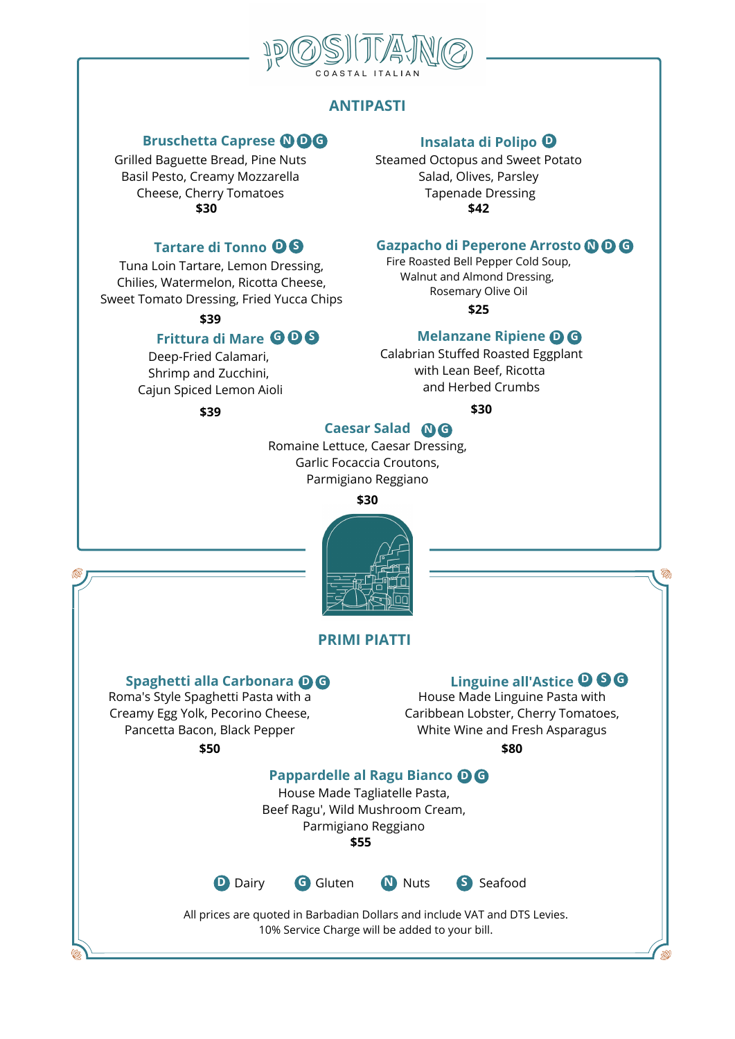# POSITANO

COASTAL ITALIAN

## ANTIPASTI

### Bruschetta Caprese N D G

Grilled Baguette Bread, Pine Nuts
Basil Pesto, Creamy Mozzarella
Cheese, Cherry Tomatoes

**$30**

### Insalata di Polipo D

Steamed Octopus and Sweet Potato
Salad, Olives, Parsley
Tapenade Dressing

**$42**

### Tartare di Tonno D S

Tuna Loin Tartare, Lemon Dressing,
Chilies, Watermelon, Ricotta Cheese,
Sweet Tomato Dressing, Fried Yucca Chips

**$39**

### Gazpacho di Peperone Arrosto N D G

Fire Roasted Bell Pepper Cold Soup,
Walnut and Almond Dressing,
Rosemary Olive Oil

**$25**

### Frittura di Mare G D S

Deep-Fried Calamari,
Shrimp and Zucchini,
Cajun Spiced Lemon Aioli

**$39**

### Melanzane Ripiene D G

Calabrian Stuffed Roasted Eggplant
with Lean Beef, Ricotta
and Herbed Crumbs

**$30**

### Caesar Salad N G

Romaine Lettuce, Caesar Dressing,
Garlic Focaccia Croutons,
Parmigiano Reggiano

**$30**

## PRIMI PIATTI

### Spaghetti alla Carbonara D G

Roma's Style Spaghetti Pasta with a
Creamy Egg Yolk, Pecorino Cheese,
Pancetta Bacon, Black Pepper

**$50**

### Linguine all'Astice D S G

House Made Linguine Pasta with
Caribbean Lobster, Cherry Tomatoes,
White Wine and Fresh Asparagus

**$80**

### Pappardelle al Ragu Bianco D G

House Made Tagliatelle Pasta,
Beef Ragu', Wild Mushroom Cream,
Parmigiano Reggiano

**$55**

D Dairy G Gluten N Nuts S Seafood

All prices are quoted in Barbadian Dollars and include VAT and DTS Levies.
10% Service Charge will be added to your bill.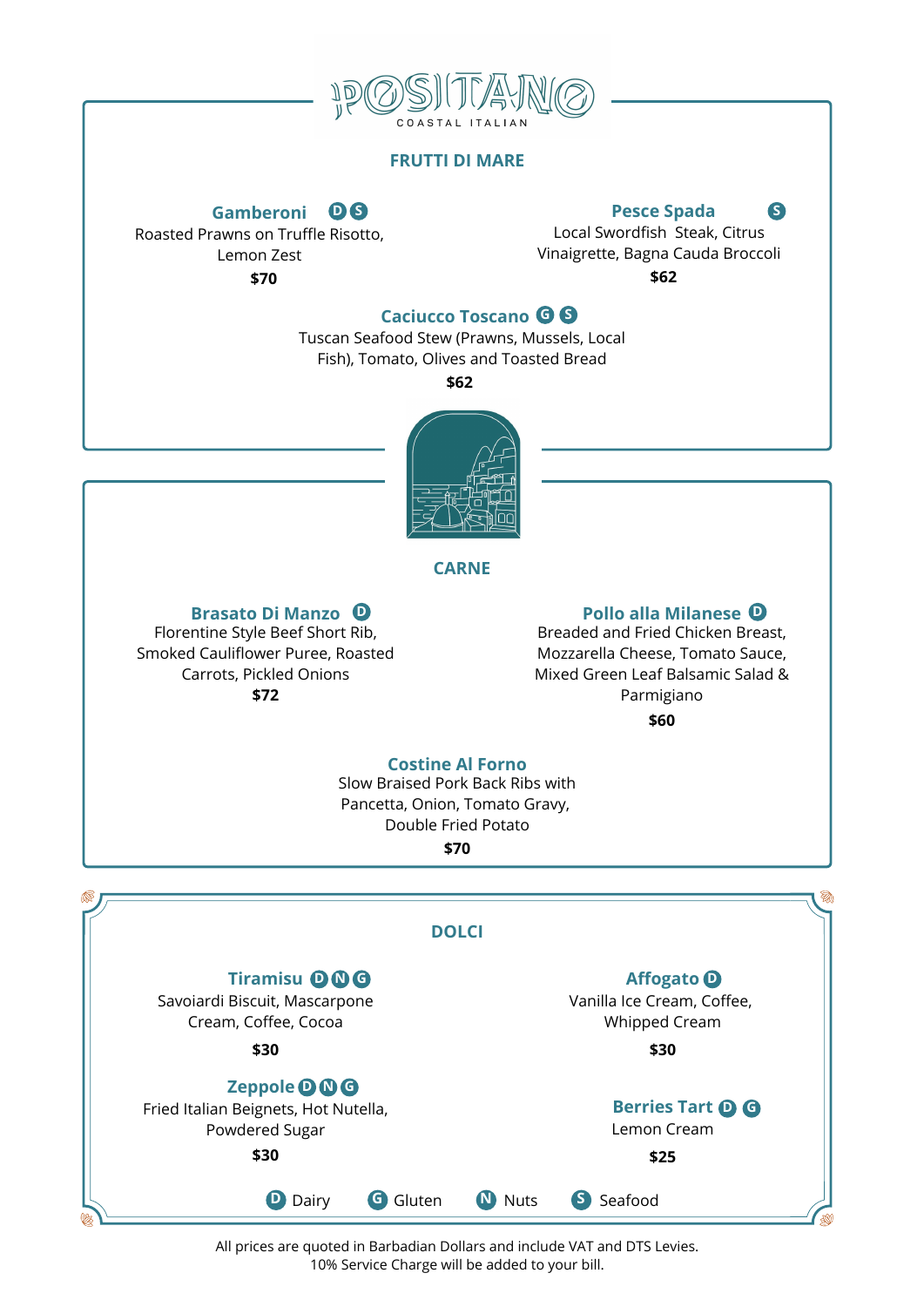# POSITANO
COASTAL ITALIAN

## FRUTTI DI MARE

### Gamberoni (D) (S)
Roasted Prawns on Truffle Risotto, Lemon Zest

**$70**

### Pesce Spada (S)
Local Swordfish  Steak, Citrus Vinaigrette, Bagna Cauda Broccoli

**$62**

### Caciucco Toscano (G) (S)
Tuscan Seafood Stew (Prawns, Mussels, Local Fish), Tomato, Olives and Toasted Bread

**$62**

## CARNE

### Brasato Di Manzo (D)
Florentine Style Beef Short Rib, Smoked Cauliflower Puree, Roasted Carrots, Pickled Onions

**$72**

### Pollo alla Milanese (D)
Breaded and Fried Chicken Breast, Mozzarella Cheese, Tomato Sauce, Mixed Green Leaf Balsamic Salad & Parmigiano

**$60**

### Costine Al Forno
Slow Braised Pork Back Ribs with Pancetta, Onion, Tomato Gravy, Double Fried Potato

**$70**

## DOLCI

### Tiramisu (D) (N) (G)
Savoiardi Biscuit, Mascarpone Cream, Coffee, Cocoa

**$30**

### Affogato (D)
Vanilla Ice Cream, Coffee, Whipped Cream

**$30**

### Zeppole (D) (N) (G)
Fried Italian Beignets, Hot Nutella, Powdered Sugar

**$30**

### Berries Tart (D) (G)
Lemon Cream

**$25**

(D) Dairy (G) Gluten (N) Nuts (S) Seafood

All prices are quoted in Barbadian Dollars and include VAT and DTS Levies.
10% Service Charge will be added to your bill.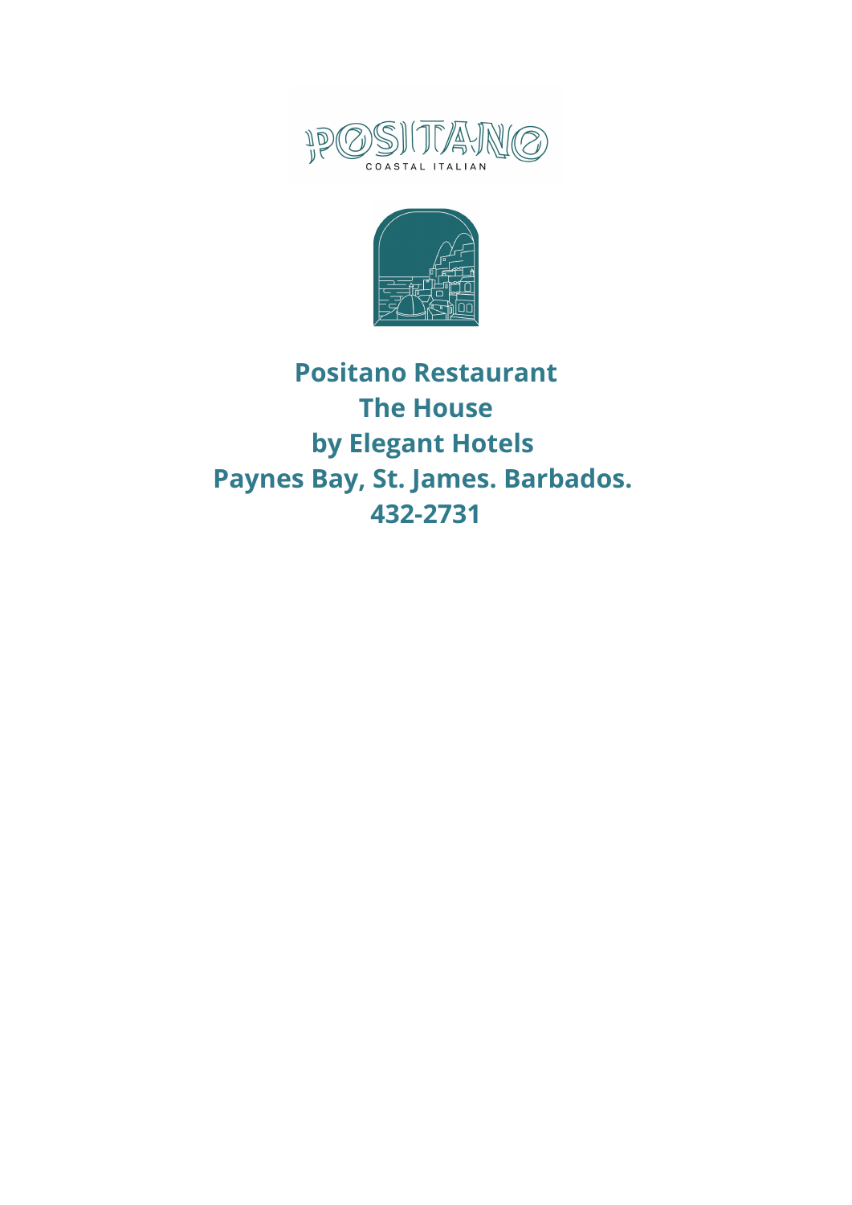POSITANO

COASTAL ITALIAN

**Positano Restaurant**
**The House**
**by Elegant Hotels**
**Paynes Bay, St. James. Barbados.**
**432-2731**